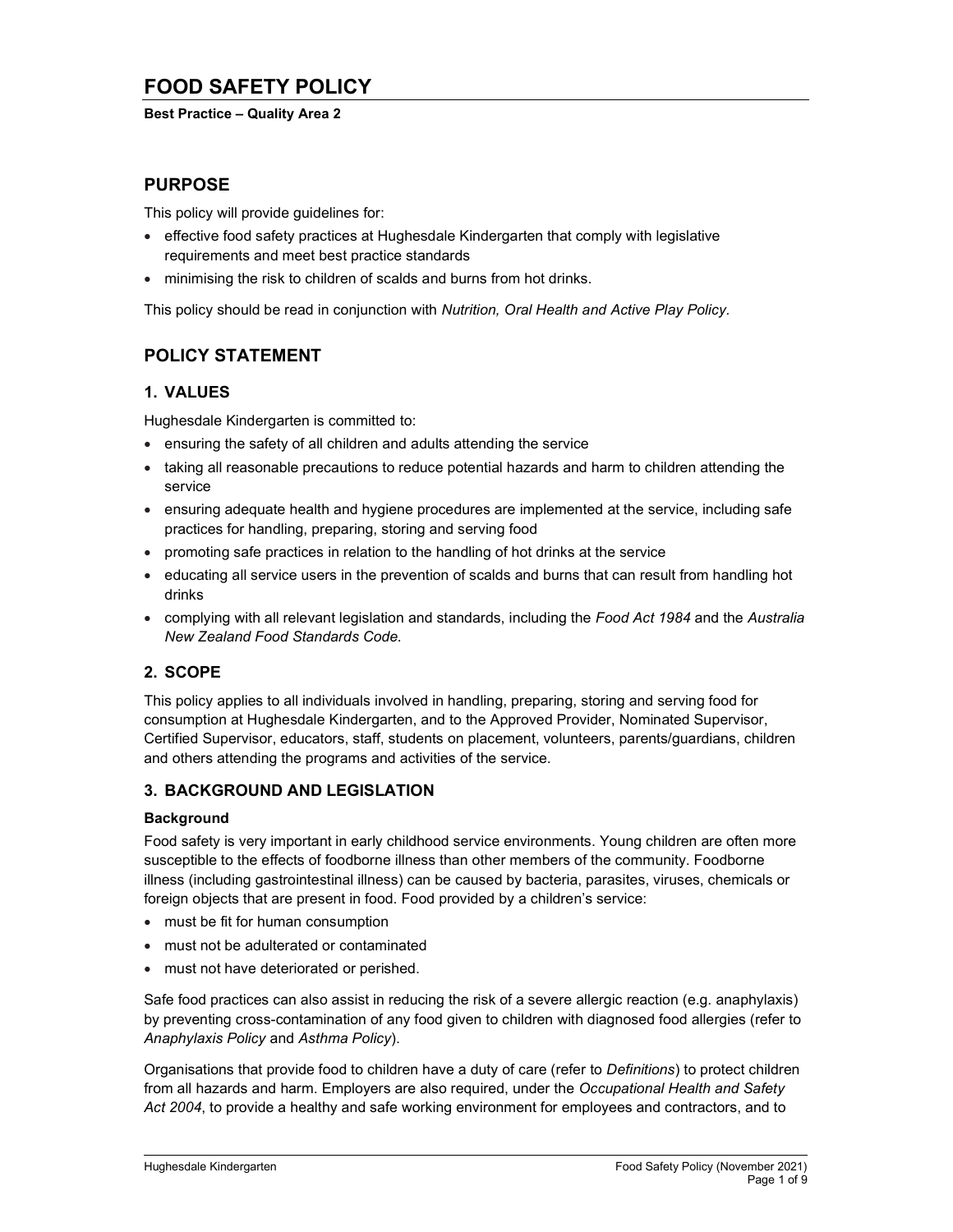# FOOD SAFETY POLICY

**Best Practice – Quality Area 2**

## PURPOSE

This policy will provide guidelines for:

- effective food safety practices at Hughesdale Kindergarten that comply with legislative requirements and meet best practice standards
- minimising the risk to children of scalds and burns from hot drinks.

This policy should be read in conjunction with *Nutrition, Oral Health and Active Play Policy*.

## POLICY STATEMENT

### 1. VALUES

Hughesdale Kindergarten is committed to:

- ensuring the safety of all children and adults attending the service
- taking all reasonable precautions to reduce potential hazards and harm to children attending the service
- ensuring adequate health and hygiene procedures are implemented at the service, including safe practices for handling, preparing, storing and serving food
- promoting safe practices in relation to the handling of hot drinks at the service
- educating all service users in the prevention of scalds and burns that can result from handling hot drinks
- complying with all relevant legislation and standards, including the *Food Act 1984* and the *Australia New Zealand Food Standards Code.*

### 2. SCOPE

This policy applies to all individuals involved in handling, preparing, storing and serving food for consumption at Hughesdale Kindergarten, and to the Approved Provider, Nominated Supervisor, Certified Supervisor, educators, staff, students on placement, volunteers, parents/guardians, children and others attending the programs and activities of the service.

### 3. BACKGROUND AND LEGISLATION

**Background**

Food safety is very important in early childhood service environments. Young children are often more susceptible to the effects of foodborne illness than other members of the community. Foodborne illness (including gastrointestinal illness) can be caused by bacteria, parasites, viruses, chemicals or foreign objects that are present in food. Food provided by a children's service:

- must be fit for human consumption
- must not be adulterated or contaminated
- must not have deteriorated or perished.

Safe food practices can also assist in reducing the risk of a severe allergic reaction (e.g. anaphylaxis) by preventing cross-contamination of any food given to children with diagnosed food allergies (refer to *Anaphylaxis Policy* and *Asthma Policy*).

Organisations that provide food to children have a duty of care (refer to *Definitions*) to protect children from all hazards and harm. Employers are also required, under the *Occupational Health and Safety Act 2004*, to provide a healthy and safe working environment for employees and contractors, and to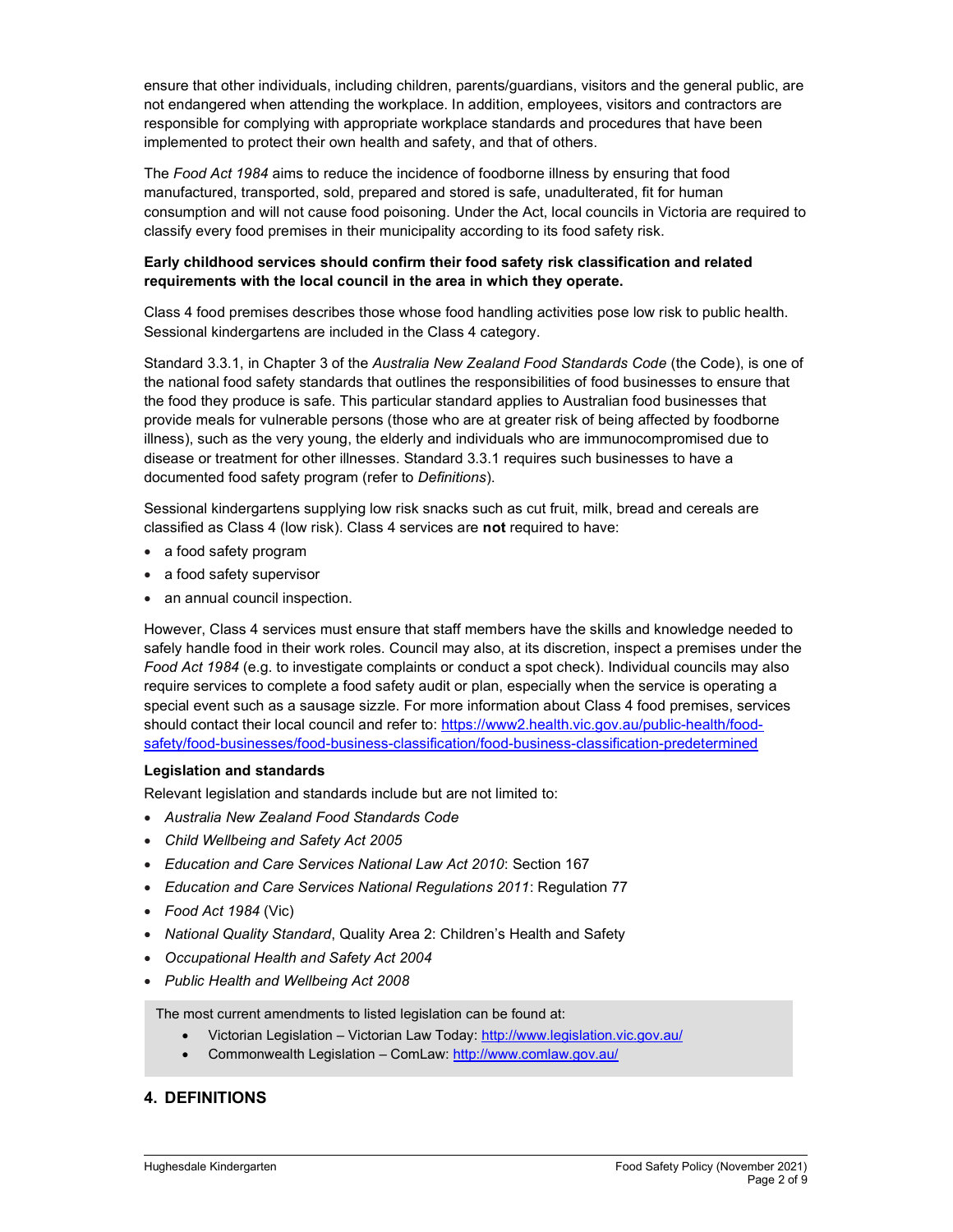ensure that other individuals, including children, parents/guardians, visitors and the general public, are not endangered when attending the workplace. In addition, employees, visitors and contractors are responsible for complying with appropriate workplace standards and procedures that have been implemented to protect their own health and safety, and that of others.

The *Food Act 1984* aims to reduce the incidence of foodborne illness by ensuring that food manufactured, transported, sold, prepared and stored is safe, unadulterated, fit for human consumption and will not cause food poisoning. Under the Act, local councils in Victoria are required to classify every food premises in their municipality according to its food safety risk.

**Early childhood services should confirm their food safety risk classification and related requirements with the local council in the area in which they operate.**

Class 4 food premises describes those whose food handling activities pose low risk to public health. Sessional kindergartens are included in the Class 4 category.

Standard 3.3.1, in Chapter 3 of the *Australia New Zealand Food Standards Code* (the Code), is one of the national food safety standards that outlines the responsibilities of food businesses to ensure that the food they produce is safe. This particular standard applies to Australian food businesses that provide meals for vulnerable persons (those who are at greater risk of being affected by foodborne illness), such as the very young, the elderly and individuals who are immunocompromised due to disease or treatment for other illnesses. Standard 3.3.1 requires such businesses to have a documented food safety program (refer to *Definitions*).

Sessional kindergartens supplying low risk snacks such as cut fruit, milk, bread and cereals are classified as Class 4 (low risk). Class 4 services are **not** required to have:

- a food safety program
- a food safety supervisor
- an annual council inspection.

However, Class 4 services must ensure that staff members have the skills and knowledge needed to safely handle food in their work roles. Council may also, at its discretion, inspect a premises under the *Food Act 1984* (e.g. to investigate complaints or conduct a spot check). Individual councils may also require services to complete a food safety audit or plan, especially when the service is operating a special event such as a sausage sizzle. For more information about Class 4 food premises, services should contact their local council and refer to: [https://www2.health.vic.gov.au/public-health/food-safety/food-businesses/food-business-classification/food-business-classification-predetermined](https://www2.health.vic.gov.au/public-health/food-safety/food-businesses/food-business-classification/food-business-classification-predetermined)

**Legislation and standards**

Relevant legislation and standards include but are not limited to:

- *Australia New Zealand Food Standards Code*
- *Child Wellbeing and Safety Act 2005*
- *Education and Care Services National Law Act 2010*: Section 167
- *Education and Care Services National Regulations 2011*: Regulation 77
- *Food Act 1984* (Vic)
- *National Quality Standard*, Quality Area 2: Children's Health and Safety
- *Occupational Health and Safety Act 2004*
- *Public Health and Wellbeing Act 2008*

The most current amendments to listed legislation can be found at:

- Victorian Legislation – Victorian Law Today: [http://www.legislation.vic.gov.au/](http://www.legislation.vic.gov.au/)
- Commonwealth Legislation – ComLaw: [http://www.comlaw.gov.au/](http://www.comlaw.gov.au/)

## 4. DEFINITIONS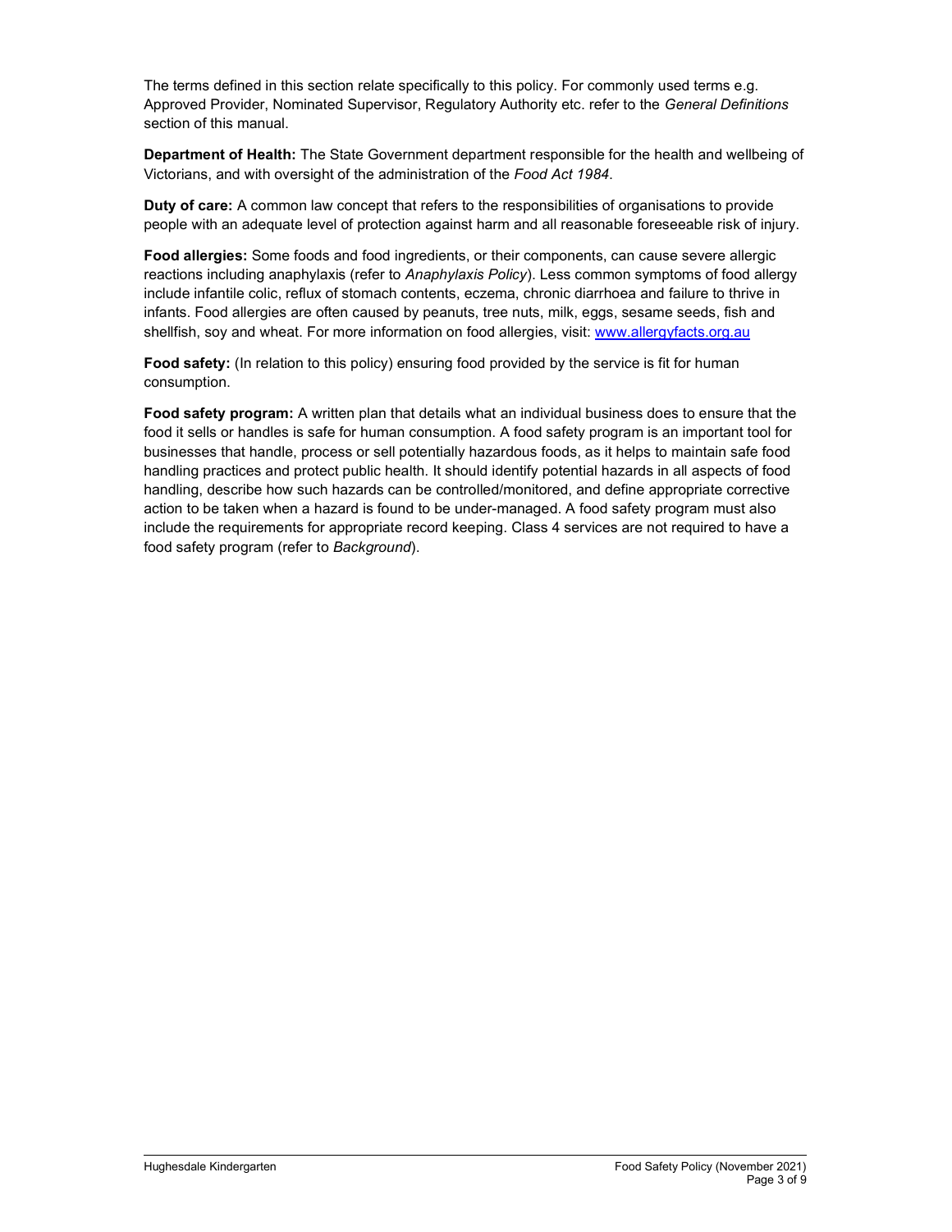The terms defined in this section relate specifically to this policy. For commonly used terms e.g. Approved Provider, Nominated Supervisor, Regulatory Authority etc. refer to the *General Definitions* section of this manual.

**Department of Health:** The State Government department responsible for the health and wellbeing of Victorians, and with oversight of the administration of the *Food Act 1984*.

**Duty of care:** A common law concept that refers to the responsibilities of organisations to provide people with an adequate level of protection against harm and all reasonable foreseeable risk of injury.

**Food allergies:** Some foods and food ingredients, or their components, can cause severe allergic reactions including anaphylaxis (refer to *Anaphylaxis Policy*). Less common symptoms of food allergy include infantile colic, reflux of stomach contents, eczema, chronic diarrhoea and failure to thrive in infants. Food allergies are often caused by peanuts, tree nuts, milk, eggs, sesame seeds, fish and shellfish, soy and wheat. For more information on food allergies, visit: [www.allergyfacts.org.au](www.allergyfacts.org.au)

**Food safety:** (In relation to this policy) ensuring food provided by the service is fit for human consumption.

**Food safety program:** A written plan that details what an individual business does to ensure that the food it sells or handles is safe for human consumption. A food safety program is an important tool for businesses that handle, process or sell potentially hazardous foods, as it helps to maintain safe food handling practices and protect public health. It should identify potential hazards in all aspects of food handling, describe how such hazards can be controlled/monitored, and define appropriate corrective action to be taken when a hazard is found to be under-managed. A food safety program must also include the requirements for appropriate record keeping. Class 4 services are not required to have a food safety program (refer to *Background*).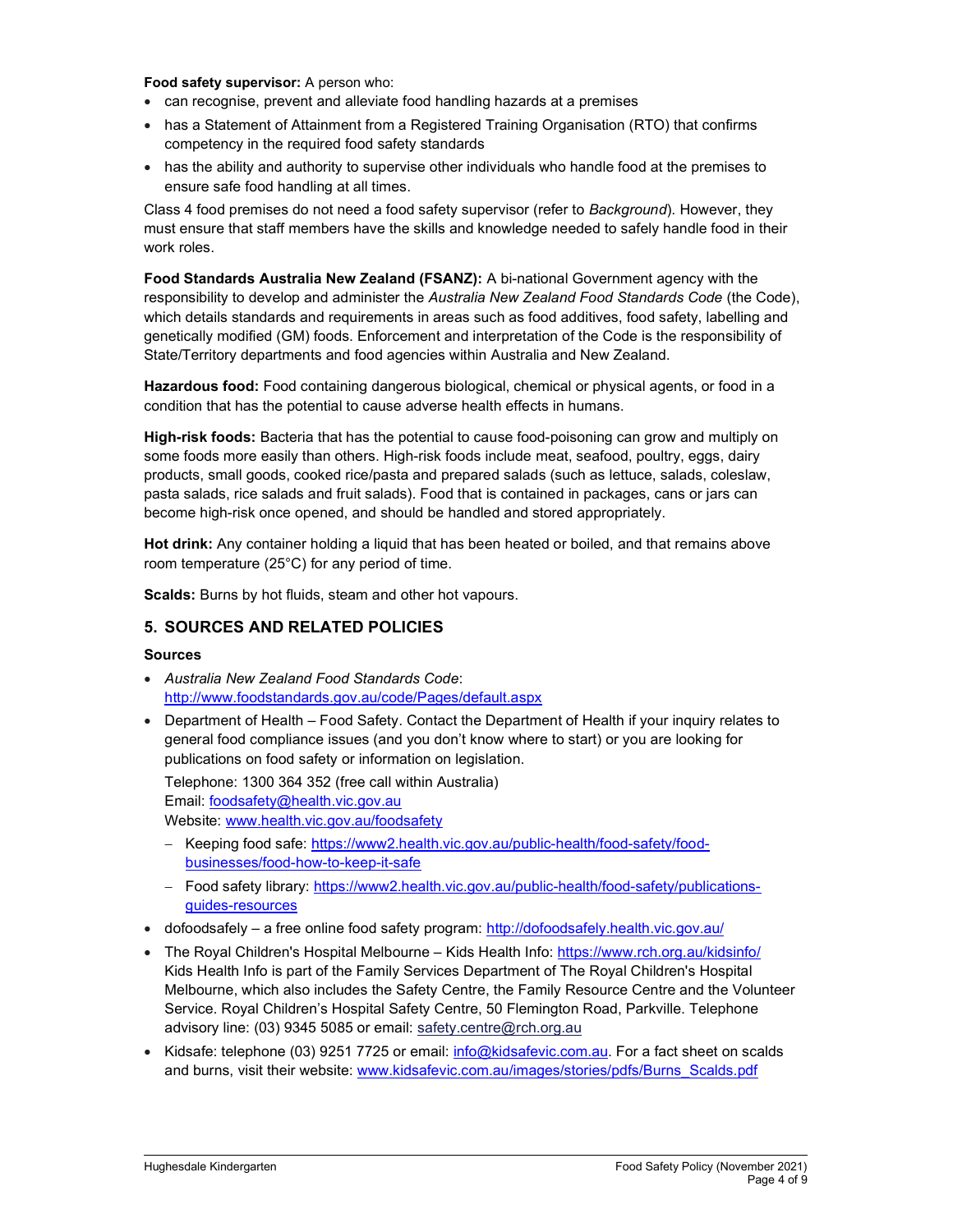**Food safety supervisor:** A person who:

- can recognise, prevent and alleviate food handling hazards at a premises
- has a Statement of Attainment from a Registered Training Organisation (RTO) that confirms competency in the required food safety standards
- has the ability and authority to supervise other individuals who handle food at the premises to ensure safe food handling at all times.

Class 4 food premises do not need a food safety supervisor (refer to *Background*). However, they must ensure that staff members have the skills and knowledge needed to safely handle food in their work roles.

**Food Standards Australia New Zealand (FSANZ):** A bi-national Government agency with the responsibility to develop and administer the *Australia New Zealand Food Standards Code* (the Code), which details standards and requirements in areas such as food additives, food safety, labelling and genetically modified (GM) foods. Enforcement and interpretation of the Code is the responsibility of State/Territory departments and food agencies within Australia and New Zealand.

**Hazardous food:** Food containing dangerous biological, chemical or physical agents, or food in a condition that has the potential to cause adverse health effects in humans.

**High-risk foods:** Bacteria that has the potential to cause food-poisoning can grow and multiply on some foods more easily than others. High-risk foods include meat, seafood, poultry, eggs, dairy products, small goods, cooked rice/pasta and prepared salads (such as lettuce, salads, coleslaw, pasta salads, rice salads and fruit salads). Food that is contained in packages, cans or jars can become high-risk once opened, and should be handled and stored appropriately.

**Hot drink:** Any container holding a liquid that has been heated or boiled, and that remains above room temperature (25°C) for any period of time.

**Scalds:** Burns by hot fluids, steam and other hot vapours.

## 5. SOURCES AND RELATED POLICIES

### Sources

- *Australia New Zealand Food Standards Code*: http://www.foodstandards.gov.au/code/Pages/default.aspx
- Department of Health – Food Safety. Contact the Department of Health if your inquiry relates to general food compliance issues (and you don't know where to start) or you are looking for publications on food safety or information on legislation.

  Telephone: 1300 364 352 (free call within Australia)
  Email: foodsafety@health.vic.gov.au
  Website: www.health.vic.gov.au/foodsafety

  - Keeping food safe: https://www2.health.vic.gov.au/public-health/food-safety/food-businesses/food-how-to-keep-it-safe
  - Food safety library: https://www2.health.vic.gov.au/public-health/food-safety/publications-guides-resources
- dofoodsafely – a free online food safety program: http://dofoodsafely.health.vic.gov.au/
- The Royal Children's Hospital Melbourne – Kids Health Info: https://www.rch.org.au/kidsinfo/ Kids Health Info is part of the Family Services Department of The Royal Children's Hospital Melbourne, which also includes the Safety Centre, the Family Resource Centre and the Volunteer Service. Royal Children's Hospital Safety Centre, 50 Flemington Road, Parkville. Telephone advisory line: (03) 9345 5085 or email: safety.centre@rch.org.au
- Kidsafe: telephone (03) 9251 7725 or email: info@kidsafevic.com.au. For a fact sheet on scalds and burns, visit their website: www.kidsafevic.com.au/images/stories/pdfs/Burns_Scalds.pdf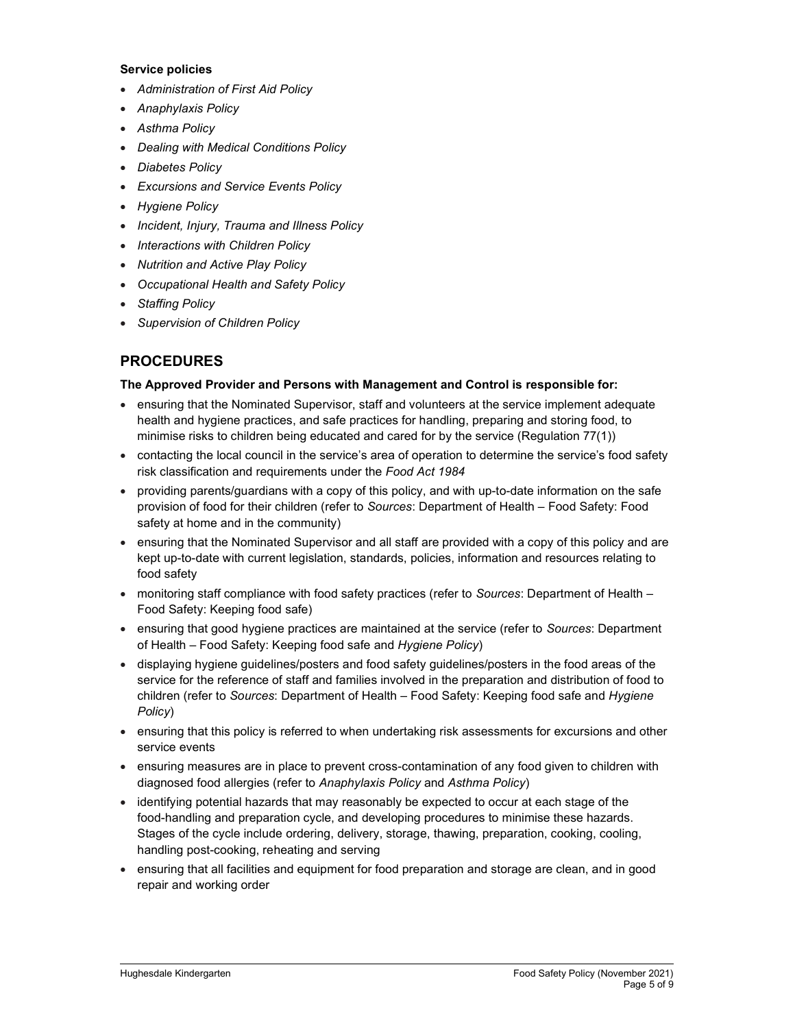**Service policies**

- *Administration of First Aid Policy*
- *Anaphylaxis Policy*
- *Asthma Policy*
- *Dealing with Medical Conditions Policy*
- *Diabetes Policy*
- *Excursions and Service Events Policy*
- *Hygiene Policy*
- *Incident, Injury, Trauma and Illness Policy*
- *Interactions with Children Policy*
- *Nutrition and Active Play Policy*
- *Occupational Health and Safety Policy*
- *Staffing Policy*
- *Supervision of Children Policy*

## PROCEDURES

**The Approved Provider and Persons with Management and Control is responsible for:**

- ensuring that the Nominated Supervisor, staff and volunteers at the service implement adequate health and hygiene practices, and safe practices for handling, preparing and storing food, to minimise risks to children being educated and cared for by the service (Regulation 77(1))
- contacting the local council in the service's area of operation to determine the service's food safety risk classification and requirements under the *Food Act 1984*
- providing parents/guardians with a copy of this policy, and with up-to-date information on the safe provision of food for their children (refer to *Sources*: Department of Health – Food Safety: Food safety at home and in the community)
- ensuring that the Nominated Supervisor and all staff are provided with a copy of this policy and are kept up-to-date with current legislation, standards, policies, information and resources relating to food safety
- monitoring staff compliance with food safety practices (refer to *Sources*: Department of Health – Food Safety: Keeping food safe)
- ensuring that good hygiene practices are maintained at the service (refer to *Sources*: Department of Health – Food Safety: Keeping food safe and *Hygiene Policy*)
- displaying hygiene guidelines/posters and food safety guidelines/posters in the food areas of the service for the reference of staff and families involved in the preparation and distribution of food to children (refer to *Sources*: Department of Health – Food Safety: Keeping food safe and *Hygiene Policy*)
- ensuring that this policy is referred to when undertaking risk assessments for excursions and other service events
- ensuring measures are in place to prevent cross-contamination of any food given to children with diagnosed food allergies (refer to *Anaphylaxis Policy* and *Asthma Policy*)
- identifying potential hazards that may reasonably be expected to occur at each stage of the food-handling and preparation cycle, and developing procedures to minimise these hazards. Stages of the cycle include ordering, delivery, storage, thawing, preparation, cooking, cooling, handling post-cooking, reheating and serving
- ensuring that all facilities and equipment for food preparation and storage are clean, and in good repair and working order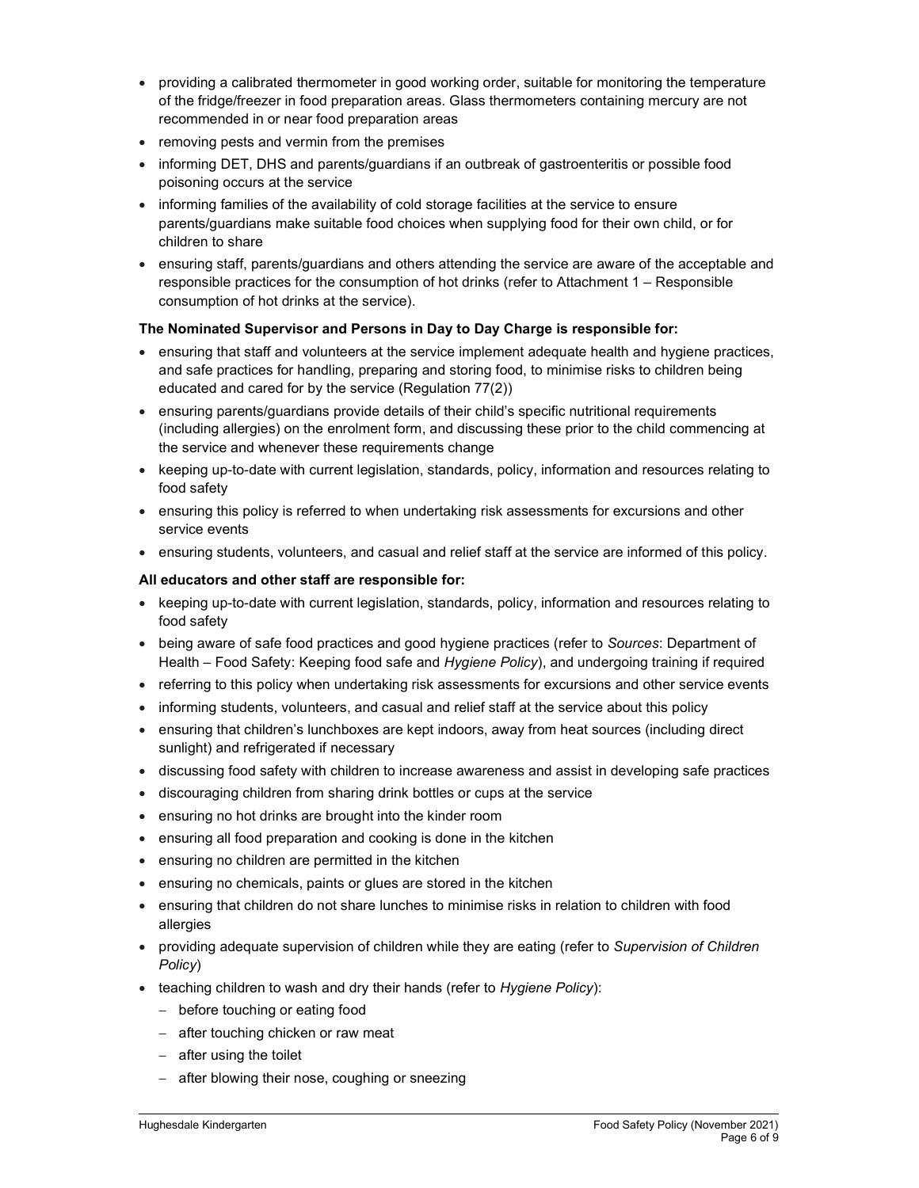- providing a calibrated thermometer in good working order, suitable for monitoring the temperature of the fridge/freezer in food preparation areas. Glass thermometers containing mercury are not recommended in or near food preparation areas
- removing pests and vermin from the premises
- informing DET, DHS and parents/guardians if an outbreak of gastroenteritis or possible food poisoning occurs at the service
- informing families of the availability of cold storage facilities at the service to ensure parents/guardians make suitable food choices when supplying food for their own child, or for children to share
- ensuring staff, parents/guardians and others attending the service are aware of the acceptable and responsible practices for the consumption of hot drinks (refer to Attachment 1 – Responsible consumption of hot drinks at the service).

**The Nominated Supervisor and Persons in Day to Day Charge is responsible for:**

- ensuring that staff and volunteers at the service implement adequate health and hygiene practices, and safe practices for handling, preparing and storing food, to minimise risks to children being educated and cared for by the service (Regulation 77(2))
- ensuring parents/guardians provide details of their child's specific nutritional requirements (including allergies) on the enrolment form, and discussing these prior to the child commencing at the service and whenever these requirements change
- keeping up-to-date with current legislation, standards, policy, information and resources relating to food safety
- ensuring this policy is referred to when undertaking risk assessments for excursions and other service events
- ensuring students, volunteers, and casual and relief staff at the service are informed of this policy.

**All educators and other staff are responsible for:**

- keeping up-to-date with current legislation, standards, policy, information and resources relating to food safety
- being aware of safe food practices and good hygiene practices (refer to *Sources*: Department of Health – Food Safety: Keeping food safe and *Hygiene Policy*), and undergoing training if required
- referring to this policy when undertaking risk assessments for excursions and other service events
- informing students, volunteers, and casual and relief staff at the service about this policy
- ensuring that children's lunchboxes are kept indoors, away from heat sources (including direct sunlight) and refrigerated if necessary
- discussing food safety with children to increase awareness and assist in developing safe practices
- discouraging children from sharing drink bottles or cups at the service
- ensuring no hot drinks are brought into the kinder room
- ensuring all food preparation and cooking is done in the kitchen
- ensuring no children are permitted in the kitchen
- ensuring no chemicals, paints or glues are stored in the kitchen
- ensuring that children do not share lunches to minimise risks in relation to children with food allergies
- providing adequate supervision of children while they are eating (refer to *Supervision of Children Policy*)
- teaching children to wash and dry their hands (refer to *Hygiene Policy*):
  - before touching or eating food
  - after touching chicken or raw meat
  - after using the toilet
  - after blowing their nose, coughing or sneezing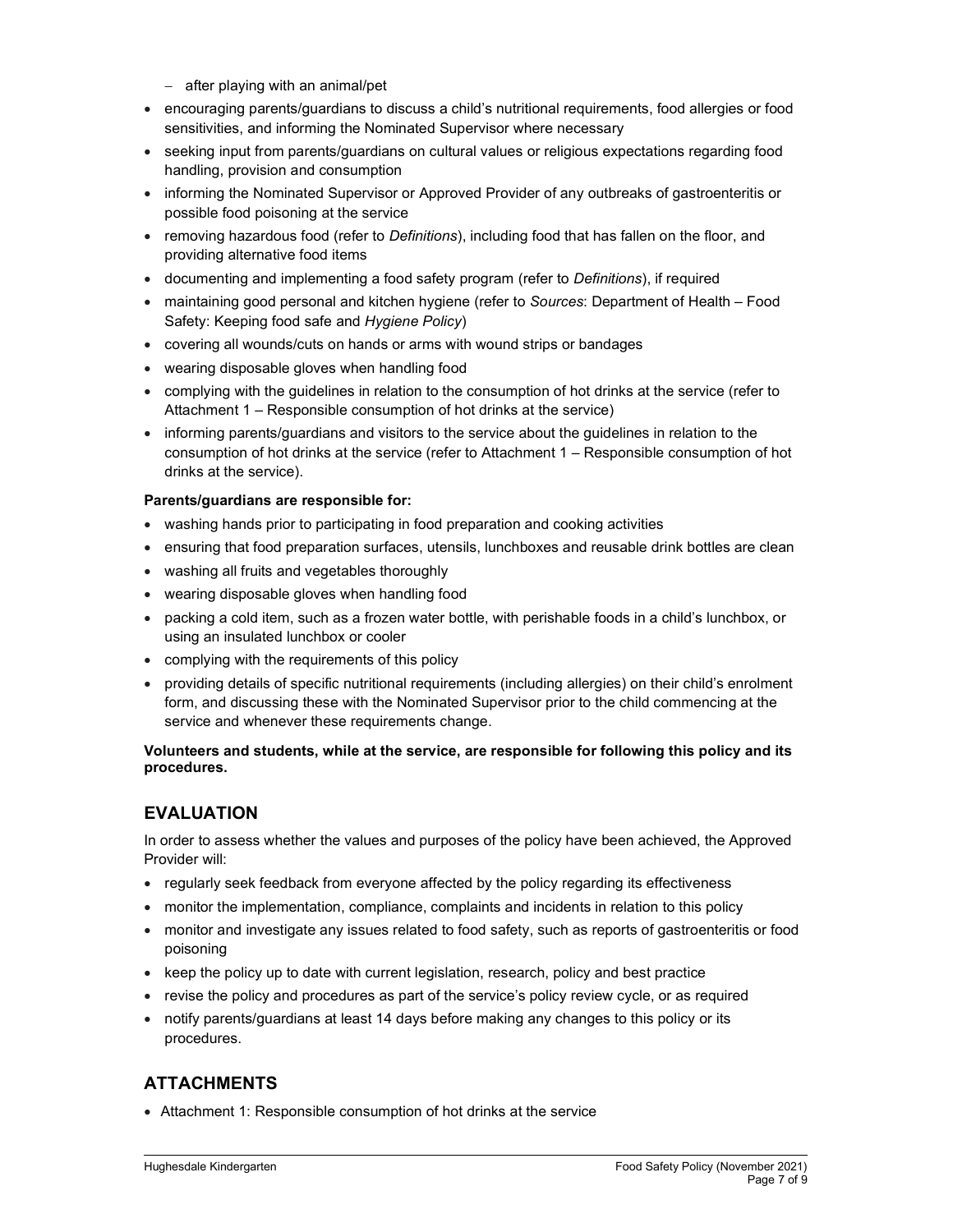- after playing with an animal/pet
- encouraging parents/guardians to discuss a child's nutritional requirements, food allergies or food sensitivities, and informing the Nominated Supervisor where necessary
- seeking input from parents/guardians on cultural values or religious expectations regarding food handling, provision and consumption
- informing the Nominated Supervisor or Approved Provider of any outbreaks of gastroenteritis or possible food poisoning at the service
- removing hazardous food (refer to *Definitions*), including food that has fallen on the floor, and providing alternative food items
- documenting and implementing a food safety program (refer to *Definitions*), if required
- maintaining good personal and kitchen hygiene (refer to *Sources*: Department of Health – Food Safety: Keeping food safe and *Hygiene Policy*)
- covering all wounds/cuts on hands or arms with wound strips or bandages
- wearing disposable gloves when handling food
- complying with the guidelines in relation to the consumption of hot drinks at the service (refer to Attachment 1 – Responsible consumption of hot drinks at the service)
- informing parents/guardians and visitors to the service about the guidelines in relation to the consumption of hot drinks at the service (refer to Attachment 1 – Responsible consumption of hot drinks at the service).

**Parents/guardians are responsible for:**

- washing hands prior to participating in food preparation and cooking activities
- ensuring that food preparation surfaces, utensils, lunchboxes and reusable drink bottles are clean
- washing all fruits and vegetables thoroughly
- wearing disposable gloves when handling food
- packing a cold item, such as a frozen water bottle, with perishable foods in a child's lunchbox, or using an insulated lunchbox or cooler
- complying with the requirements of this policy
- providing details of specific nutritional requirements (including allergies) on their child's enrolment form, and discussing these with the Nominated Supervisor prior to the child commencing at the service and whenever these requirements change.

**Volunteers and students, while at the service, are responsible for following this policy and its procedures.**

## EVALUATION

In order to assess whether the values and purposes of the policy have been achieved, the Approved Provider will:

- regularly seek feedback from everyone affected by the policy regarding its effectiveness
- monitor the implementation, compliance, complaints and incidents in relation to this policy
- monitor and investigate any issues related to food safety, such as reports of gastroenteritis or food poisoning
- keep the policy up to date with current legislation, research, policy and best practice
- revise the policy and procedures as part of the service's policy review cycle, or as required
- notify parents/guardians at least 14 days before making any changes to this policy or its procedures.

## ATTACHMENTS

- Attachment 1: Responsible consumption of hot drinks at the service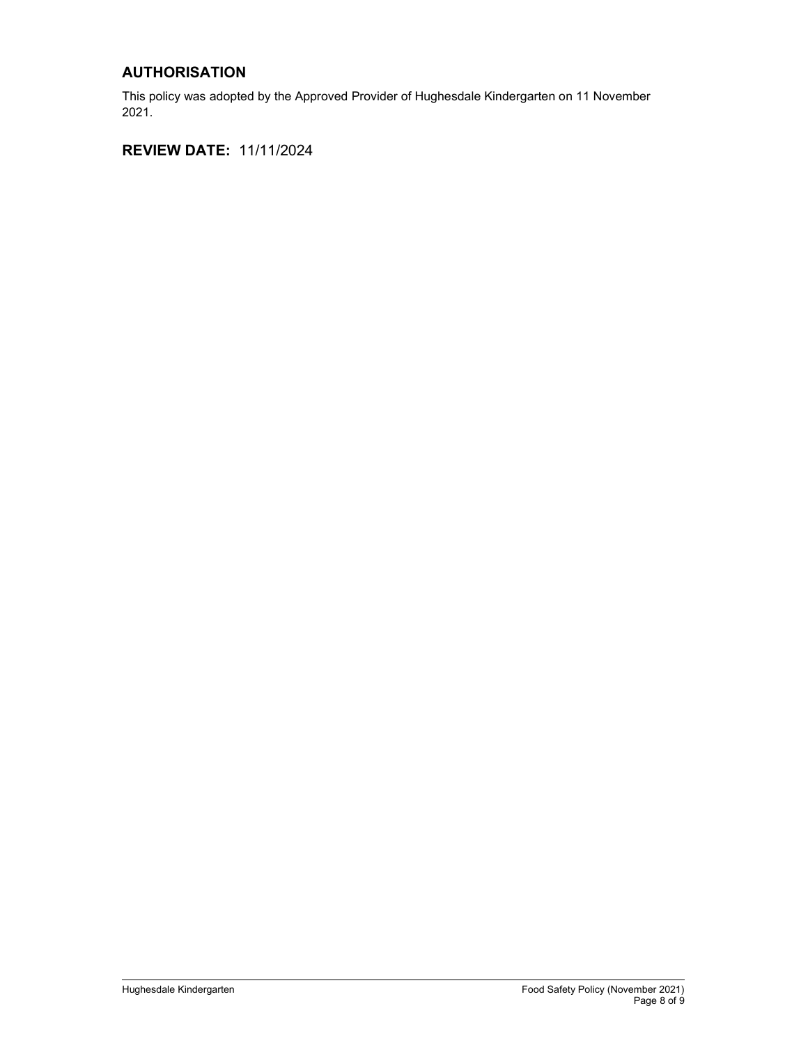## AUTHORISATION

This policy was adopted by the Approved Provider of Hughesdale Kindergarten on 11 November 2021.

## REVIEW DATE: 11/11/2024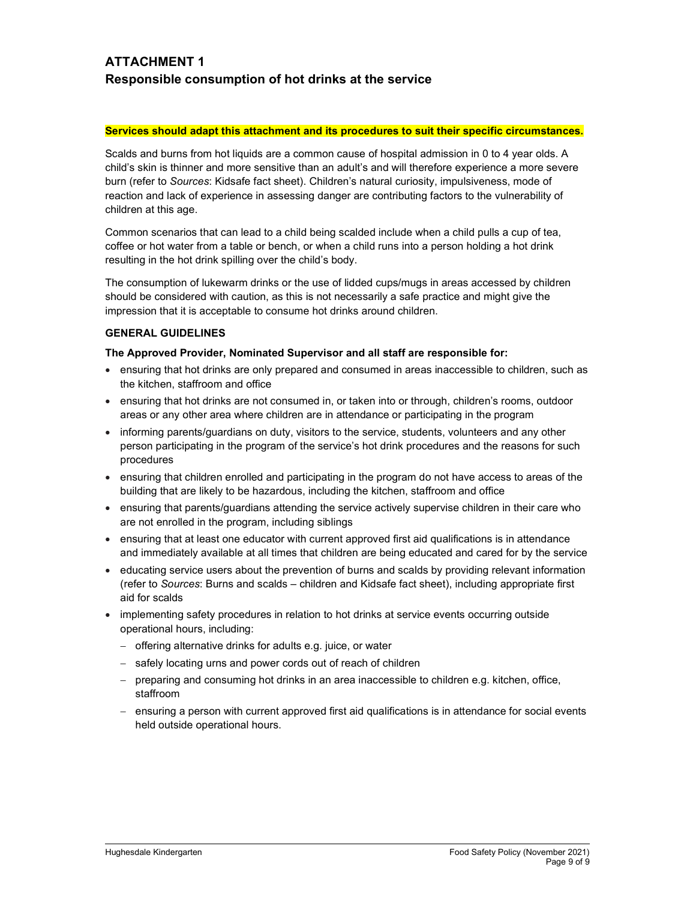# ATTACHMENT 1

## Responsible consumption of hot drinks at the service

**Services should adapt this attachment and its procedures to suit their specific circumstances.**

Scalds and burns from hot liquids are a common cause of hospital admission in 0 to 4 year olds. A child's skin is thinner and more sensitive than an adult's and will therefore experience a more severe burn (refer to *Sources*: Kidsafe fact sheet). Children's natural curiosity, impulsiveness, mode of reaction and lack of experience in assessing danger are contributing factors to the vulnerability of children at this age.

Common scenarios that can lead to a child being scalded include when a child pulls a cup of tea, coffee or hot water from a table or bench, or when a child runs into a person holding a hot drink resulting in the hot drink spilling over the child's body.

The consumption of lukewarm drinks or the use of lidded cups/mugs in areas accessed by children should be considered with caution, as this is not necessarily a safe practice and might give the impression that it is acceptable to consume hot drinks around children.

### GENERAL GUIDELINES

**The Approved Provider, Nominated Supervisor and all staff are responsible for:**

- ensuring that hot drinks are only prepared and consumed in areas inaccessible to children, such as the kitchen, staffroom and office
- ensuring that hot drinks are not consumed in, or taken into or through, children's rooms, outdoor areas or any other area where children are in attendance or participating in the program
- informing parents/guardians on duty, visitors to the service, students, volunteers and any other person participating in the program of the service's hot drink procedures and the reasons for such procedures
- ensuring that children enrolled and participating in the program do not have access to areas of the building that are likely to be hazardous, including the kitchen, staffroom and office
- ensuring that parents/guardians attending the service actively supervise children in their care who are not enrolled in the program, including siblings
- ensuring that at least one educator with current approved first aid qualifications is in attendance and immediately available at all times that children are being educated and cared for by the service
- educating service users about the prevention of burns and scalds by providing relevant information (refer to *Sources*: Burns and scalds – children and Kidsafe fact sheet), including appropriate first aid for scalds
- implementing safety procedures in relation to hot drinks at service events occurring outside operational hours, including:
  - offering alternative drinks for adults e.g. juice, or water
  - safely locating urns and power cords out of reach of children
  - preparing and consuming hot drinks in an area inaccessible to children e.g. kitchen, office, staffroom
  - ensuring a person with current approved first aid qualifications is in attendance for social events held outside operational hours.